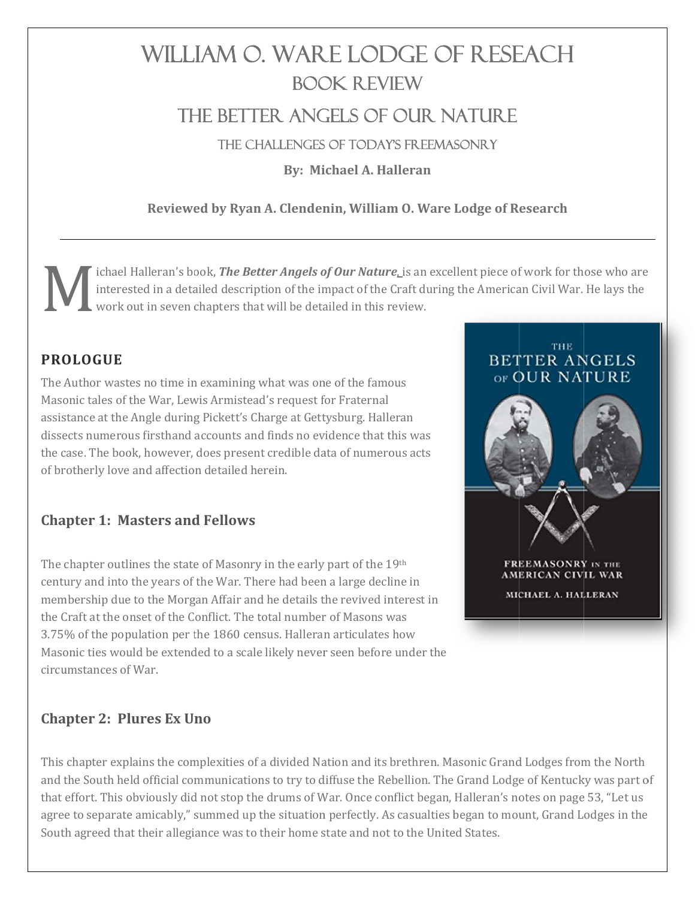# William O. Ware Lodge of Reseach

## Book Review

## The Better Angels of Our Nature

### The Challenges of Today's Freemasonry

**By: Michael A. Halleran**

**Reviewed by Ryan A. Clendenin, William O. Ware Lodge of Research**

---

Michael Halleran's book, ***The Better Angels of Our Nature,*** is an excellent piece of work for those who are interested in a detailed description of the impact of the Craft during the American Civil War. He lays the work out in seven chapters that will be detailed in this review.

### PROLOGUE

The Author wastes no time in examining what was one of the famous Masonic tales of the War, Lewis Armistead's request for Fraternal assistance at the Angle during Pickett's Charge at Gettysburg. Halleran dissects numerous firsthand accounts and finds no evidence that this was the case. The book, however, does present credible data of numerous acts of brotherly love and affection detailed herein.

### Chapter 1: Masters and Fellows

The chapter outlines the state of Masonry in the early part of the 19th century and into the years of the War. There had been a large decline in membership due to the Morgan Affair and he details the revived interest in the Craft at the onset of the Conflict. The total number of Masons was 3.75% of the population per the 1860 census. Halleran articulates how Masonic ties would be extended to a scale likely never seen before under the circumstances of War.

### Chapter 2: Plures Ex Uno

This chapter explains the complexities of a divided Nation and its brethren. Masonic Grand Lodges from the North and the South held official communications to try to diffuse the Rebellion. The Grand Lodge of Kentucky was part of that effort. This obviously did not stop the drums of War. Once conflict began, Halleran's notes on page 53, "Let us agree to separate amicably," summed up the situation perfectly. As casualties began to mount, Grand Lodges in the South agreed that their allegiance was to their home state and not to the United States.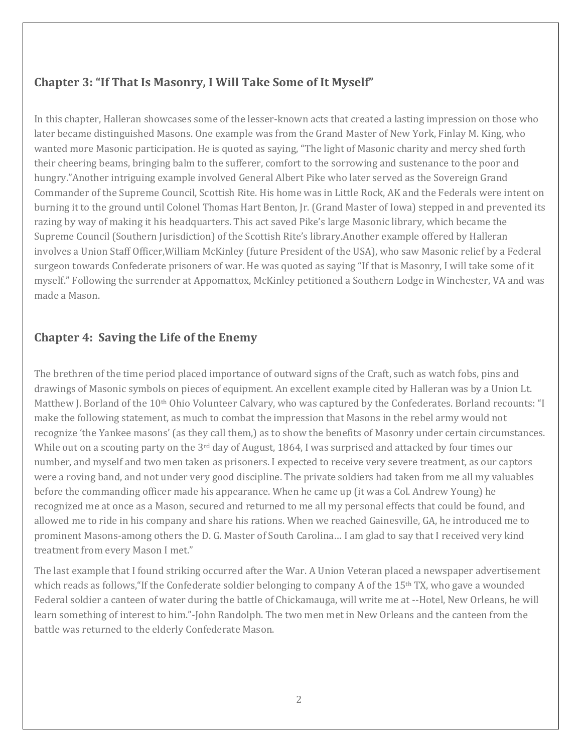## Chapter 3: "If That Is Masonry, I Will Take Some of It Myself"

In this chapter, Halleran showcases some of the lesser-known acts that created a lasting impression on those who later became distinguished Masons. One example was from the Grand Master of New York, Finlay M. King, who wanted more Masonic participation. He is quoted as saying, "The light of Masonic charity and mercy shed forth their cheering beams, bringing balm to the sufferer, comfort to the sorrowing and sustenance to the poor and hungry."Another intriguing example involved General Albert Pike who later served as the Sovereign Grand Commander of the Supreme Council, Scottish Rite. His home was in Little Rock, AK and the Federals were intent on burning it to the ground until Colonel Thomas Hart Benton, Jr. (Grand Master of Iowa) stepped in and prevented its razing by way of making it his headquarters. This act saved Pike's large Masonic library, which became the Supreme Council (Southern Jurisdiction) of the Scottish Rite's library.Another example offered by Halleran involves a Union Staff Officer,William McKinley (future President of the USA), who saw Masonic relief by a Federal surgeon towards Confederate prisoners of war. He was quoted as saying "If that is Masonry, I will take some of it myself." Following the surrender at Appomattox, McKinley petitioned a Southern Lodge in Winchester, VA and was made a Mason.

## Chapter 4: Saving the Life of the Enemy

The brethren of the time period placed importance of outward signs of the Craft, such as watch fobs, pins and drawings of Masonic symbols on pieces of equipment. An excellent example cited by Halleran was by a Union Lt. Matthew J. Borland of the 10th Ohio Volunteer Calvary, who was captured by the Confederates. Borland recounts: "I make the following statement, as much to combat the impression that Masons in the rebel army would not recognize 'the Yankee masons' (as they call them,) as to show the benefits of Masonry under certain circumstances. While out on a scouting party on the 3rd day of August, 1864, I was surprised and attacked by four times our number, and myself and two men taken as prisoners. I expected to receive very severe treatment, as our captors were a roving band, and not under very good discipline. The private soldiers had taken from me all my valuables before the commanding officer made his appearance. When he came up (it was a Col. Andrew Young) he recognized me at once as a Mason, secured and returned to me all my personal effects that could be found, and allowed me to ride in his company and share his rations. When we reached Gainesville, GA, he introduced me to prominent Masons-among others the D. G. Master of South Carolina… I am glad to say that I received very kind treatment from every Mason I met."

The last example that I found striking occurred after the War. A Union Veteran placed a newspaper advertisement which reads as follows,"If the Confederate soldier belonging to company A of the 15th TX, who gave a wounded Federal soldier a canteen of water during the battle of Chickamauga, will write me at --Hotel, New Orleans, he will learn something of interest to him."-John Randolph. The two men met in New Orleans and the canteen from the battle was returned to the elderly Confederate Mason.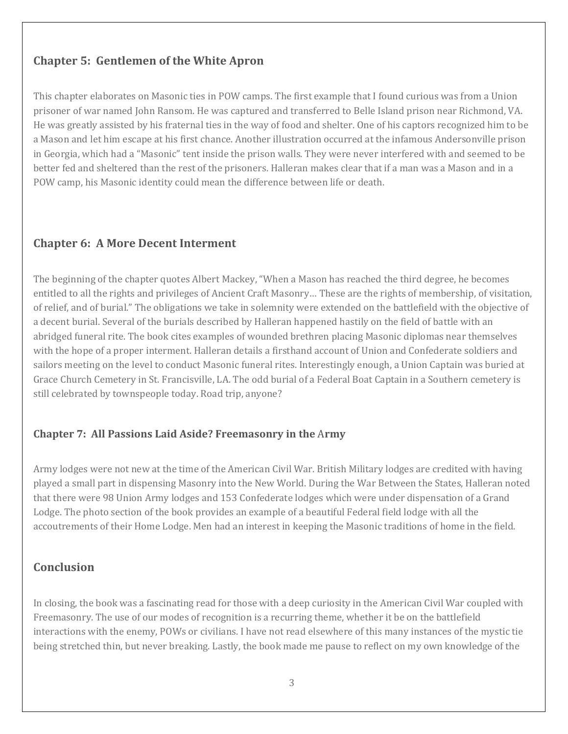## Chapter 5: Gentlemen of the White Apron

This chapter elaborates on Masonic ties in POW camps. The first example that I found curious was from a Union prisoner of war named John Ransom. He was captured and transferred to Belle Island prison near Richmond, VA. He was greatly assisted by his fraternal ties in the way of food and shelter. One of his captors recognized him to be a Mason and let him escape at his first chance. Another illustration occurred at the infamous Andersonville prison in Georgia, which had a "Masonic" tent inside the prison walls. They were never interfered with and seemed to be better fed and sheltered than the rest of the prisoners. Halleran makes clear that if a man was a Mason and in a POW camp, his Masonic identity could mean the difference between life or death.

## Chapter 6: A More Decent Interment

The beginning of the chapter quotes Albert Mackey, "When a Mason has reached the third degree, he becomes entitled to all the rights and privileges of Ancient Craft Masonry… These are the rights of membership, of visitation, of relief, and of burial." The obligations we take in solemnity were extended on the battlefield with the objective of a decent burial. Several of the burials described by Halleran happened hastily on the field of battle with an abridged funeral rite. The book cites examples of wounded brethren placing Masonic diplomas near themselves with the hope of a proper interment. Halleran details a firsthand account of Union and Confederate soldiers and sailors meeting on the level to conduct Masonic funeral rites. Interestingly enough, a Union Captain was buried at Grace Church Cemetery in St. Francisville, LA. The odd burial of a Federal Boat Captain in a Southern cemetery is still celebrated by townspeople today. Road trip, anyone?

## Chapter 7: All Passions Laid Aside? Freemasonry in the Army

Army lodges were not new at the time of the American Civil War. British Military lodges are credited with having played a small part in dispensing Masonry into the New World. During the War Between the States, Halleran noted that there were 98 Union Army lodges and 153 Confederate lodges which were under dispensation of a Grand Lodge. The photo section of the book provides an example of a beautiful Federal field lodge with all the accoutrements of their Home Lodge. Men had an interest in keeping the Masonic traditions of home in the field.

## Conclusion

In closing, the book was a fascinating read for those with a deep curiosity in the American Civil War coupled with Freemasonry. The use of our modes of recognition is a recurring theme, whether it be on the battlefield interactions with the enemy, POWs or civilians. I have not read elsewhere of this many instances of the mystic tie being stretched thin, but never breaking. Lastly, the book made me pause to reflect on my own knowledge of the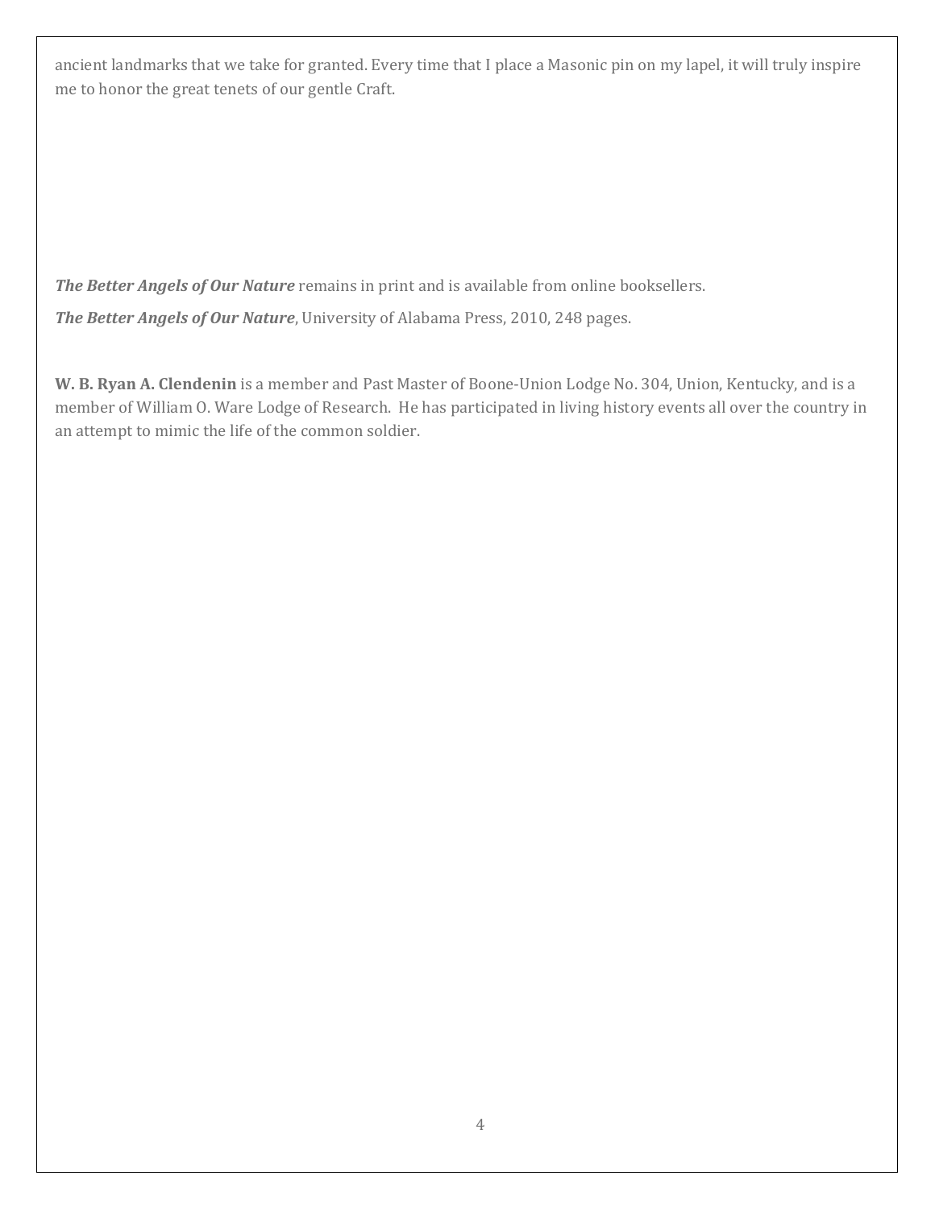ancient landmarks that we take for granted. Every time that I place a Masonic pin on my lapel, it will truly inspire me to honor the great tenets of our gentle Craft.

***The Better Angels of Our Nature*** remains in print and is available from online booksellers.

***The Better Angels of Our Nature***, University of Alabama Press, 2010, 248 pages.

**W. B. Ryan A. Clendenin** is a member and Past Master of Boone-Union Lodge No. 304, Union, Kentucky, and is a member of William O. Ware Lodge of Research. He has participated in living history events all over the country in an attempt to mimic the life of the common soldier.